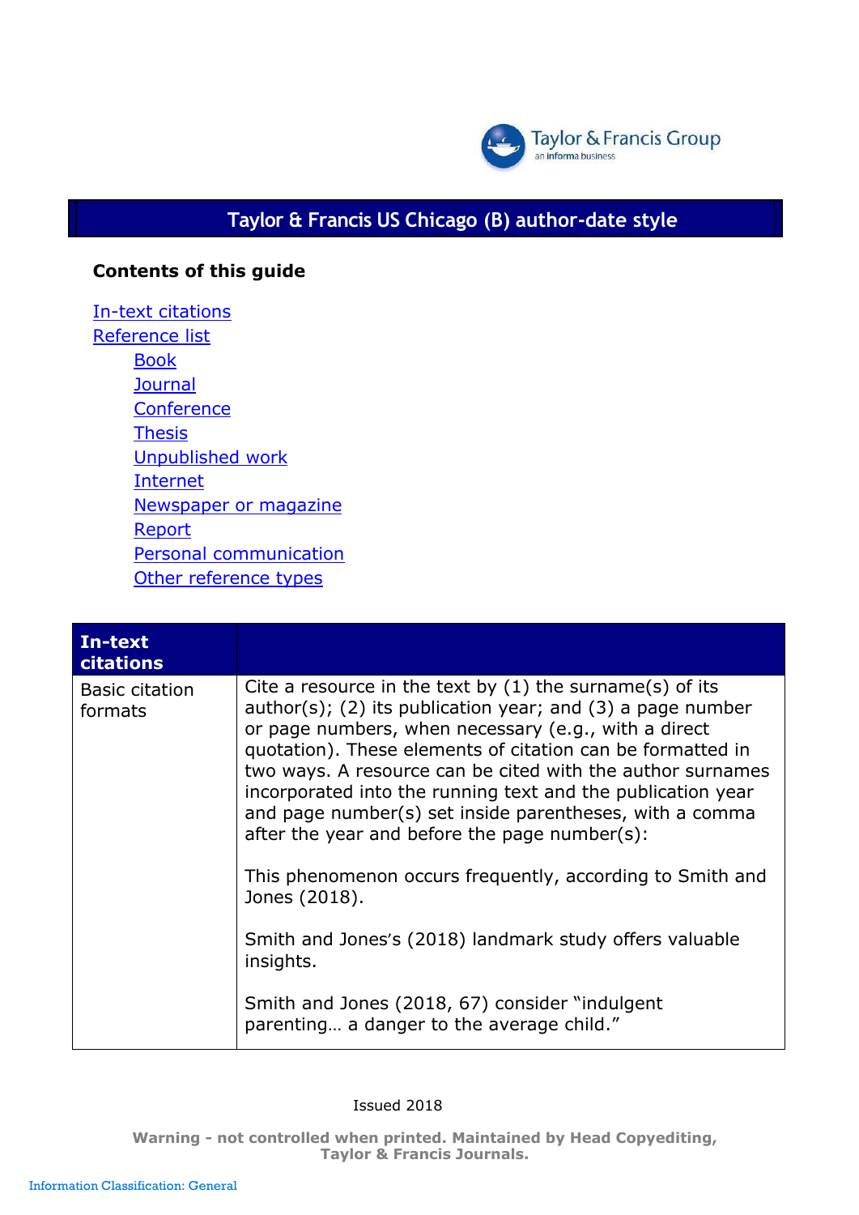# Taylor & Francis US Chicago (B) author-date style

**Contents of this guide**

- In-text citations
- Reference list
    - Book
    - Journal
    - Conference
    - Thesis
    - Unpublished work
    - Internet
    - Newspaper or magazine
    - Report
    - Personal communication
    - Other reference types

| **In-text citations** | |
|---|---|
| Basic citation formats | Cite a resource in the text by (1) the surname(s) of its author(s); (2) its publication year; and (3) a page number or page numbers, when necessary (e.g., with a direct quotation). These elements of citation can be formatted in two ways. A resource can be cited with the author surnames incorporated into the running text and the publication year and page number(s) set inside parentheses, with a comma after the year and before the page number(s):<br><br>This phenomenon occurs frequently, according to Smith and Jones (2018).<br><br>Smith and Jones's (2018) landmark study offers valuable insights.<br><br>Smith and Jones (2018, 67) consider "indulgent parenting… a danger to the average child." |

Issued 2018

**Warning - not controlled when printed. Maintained by Head Copyediting, Taylor & Francis Journals.**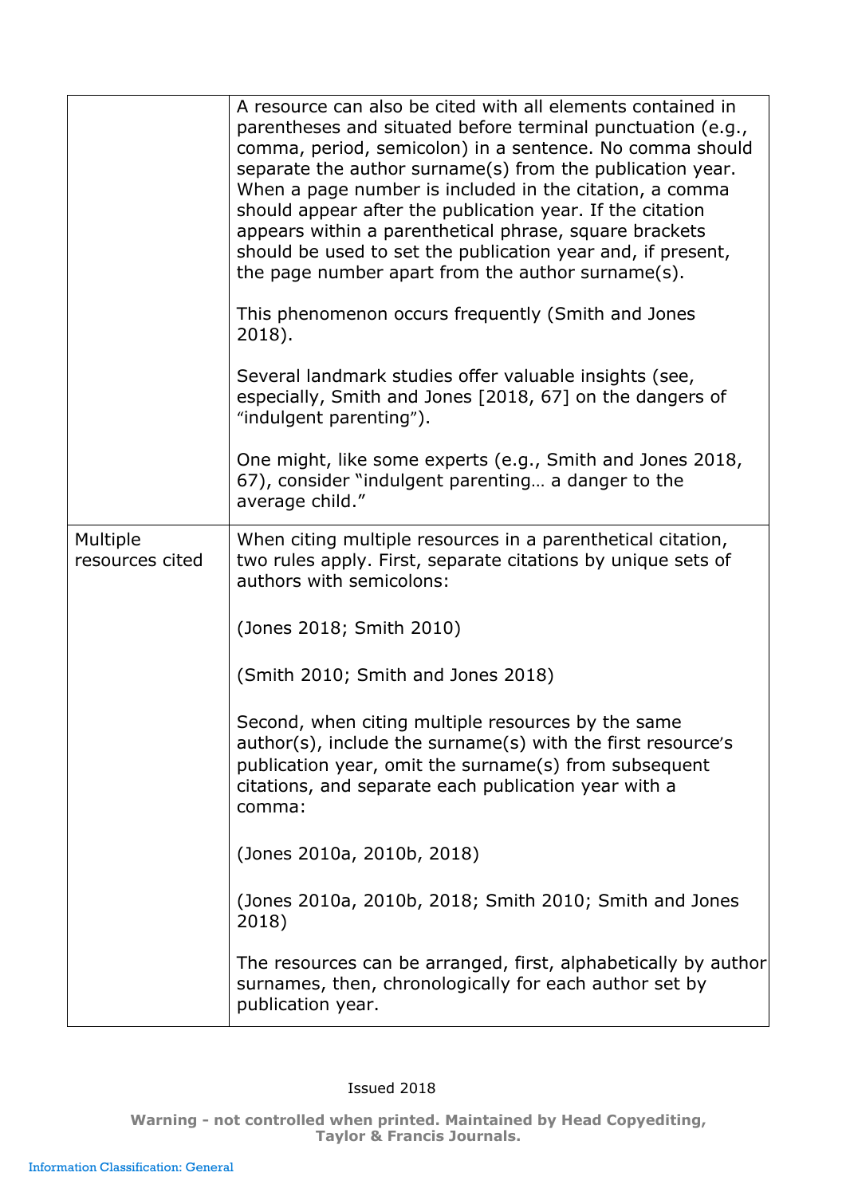| | |
|---|---|
| | A resource can also be cited with all elements contained in parentheses and situated before terminal punctuation (e.g., comma, period, semicolon) in a sentence. No comma should separate the author surname(s) from the publication year. When a page number is included in the citation, a comma should appear after the publication year. If the citation appears within a parenthetical phrase, square brackets should be used to set the publication year and, if present, the page number apart from the author surname(s).<br><br>This phenomenon occurs frequently (Smith and Jones 2018).<br><br>Several landmark studies offer valuable insights (see, especially, Smith and Jones [2018, 67] on the dangers of "indulgent parenting").<br><br>One might, like some experts (e.g., Smith and Jones 2018, 67), consider "indulgent parenting… a danger to the average child." |
| Multiple resources cited | When citing multiple resources in a parenthetical citation, two rules apply. First, separate citations by unique sets of authors with semicolons:<br><br>(Jones 2018; Smith 2010)<br><br>(Smith 2010; Smith and Jones 2018)<br><br>Second, when citing multiple resources by the same author(s), include the surname(s) with the first resource's publication year, omit the surname(s) from subsequent citations, and separate each publication year with a comma:<br><br>(Jones 2010a, 2010b, 2018)<br><br>(Jones 2010a, 2010b, 2018; Smith 2010; Smith and Jones 2018)<br><br>The resources can be arranged, first, alphabetically by author surnames, then, chronologically for each author set by publication year. |

Issued 2018

**Warning - not controlled when printed. Maintained by Head Copyediting, Taylor & Francis Journals.**

Information Classification: General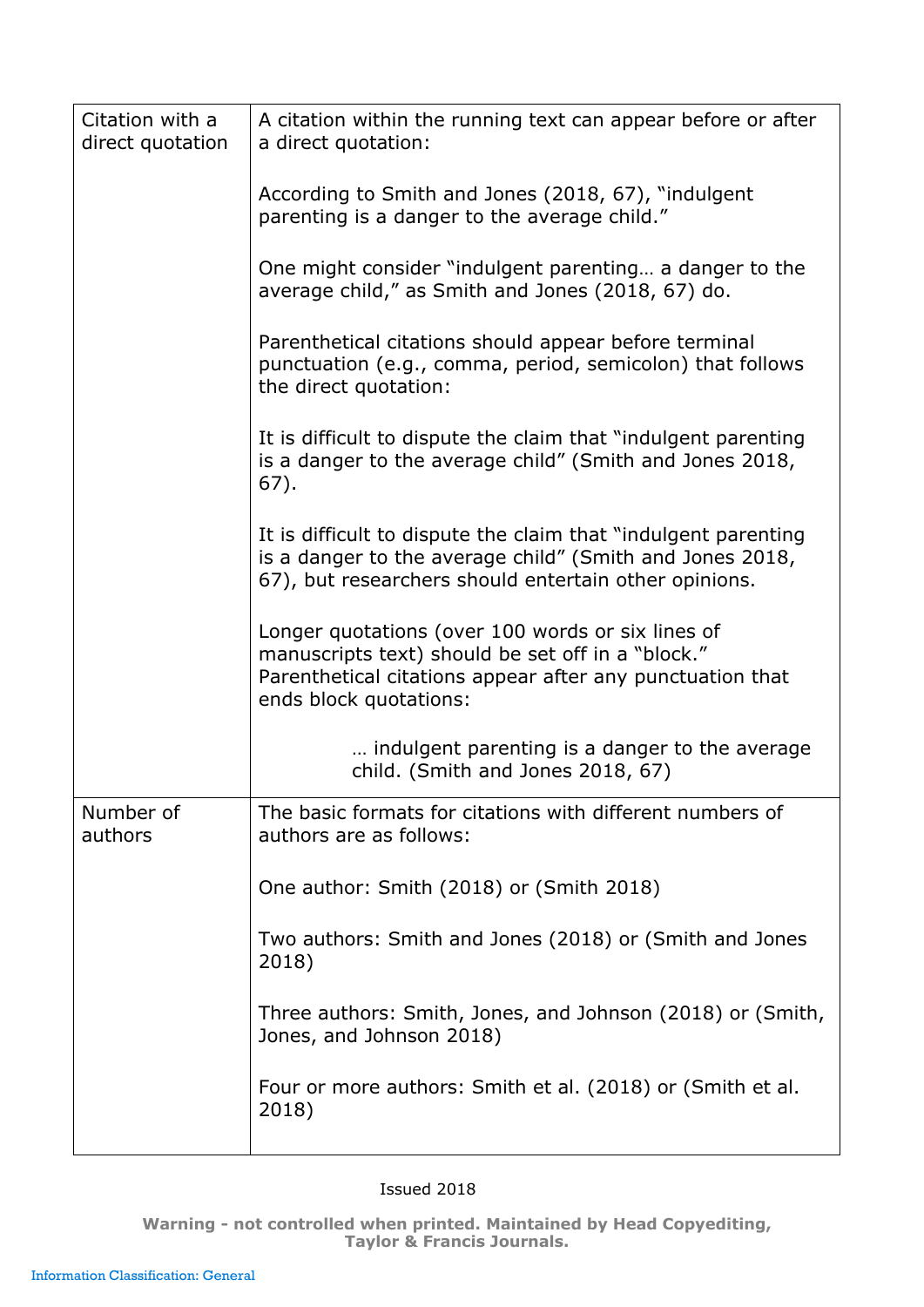| | |
|---|---|
| Citation with a direct quotation | A citation within the running text can appear before or after a direct quotation:<br><br>According to Smith and Jones (2018, 67), "indulgent parenting is a danger to the average child."<br><br>One might consider "indulgent parenting… a danger to the average child," as Smith and Jones (2018, 67) do.<br><br>Parenthetical citations should appear before terminal punctuation (e.g., comma, period, semicolon) that follows the direct quotation:<br><br>It is difficult to dispute the claim that "indulgent parenting is a danger to the average child" (Smith and Jones 2018, 67).<br><br>It is difficult to dispute the claim that "indulgent parenting is a danger to the average child" (Smith and Jones 2018, 67), but researchers should entertain other opinions.<br><br>Longer quotations (over 100 words or six lines of manuscripts text) should be set off in a "block." Parenthetical citations appear after any punctuation that ends block quotations:<br><br>… indulgent parenting is a danger to the average child. (Smith and Jones 2018, 67) |
| Number of authors | The basic formats for citations with different numbers of authors are as follows:<br><br>One author: Smith (2018) or (Smith 2018)<br><br>Two authors: Smith and Jones (2018) or (Smith and Jones 2018)<br><br>Three authors: Smith, Jones, and Johnson (2018) or (Smith, Jones, and Johnson 2018)<br><br>Four or more authors: Smith et al. (2018) or (Smith et al. 2018) |

Issued 2018

**Warning - not controlled when printed. Maintained by Head Copyediting, Taylor & Francis Journals.**

Information Classification: General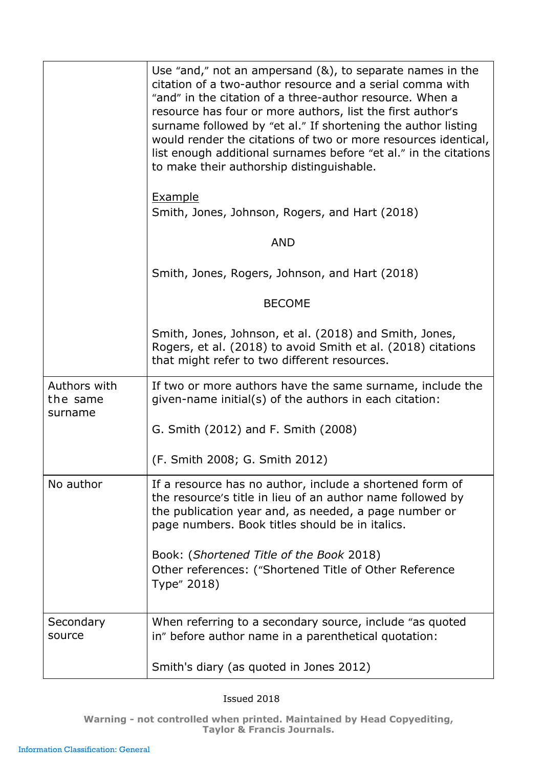| | |
|---|---|
| | Use "and," not an ampersand (&), to separate names in the citation of a two-author resource and a serial comma with "and" in the citation of a three-author resource. When a resource has four or more authors, list the first author's surname followed by "et al." If shortening the author listing would render the citations of two or more resources identical, list enough additional surnames before "et al." in the citations to make their authorship distinguishable.<br><br><u>Example</u><br>Smith, Jones, Johnson, Rogers, and Hart (2018)<br><br>AND<br><br>Smith, Jones, Rogers, Johnson, and Hart (2018)<br><br>BECOME<br><br>Smith, Jones, Johnson, et al. (2018) and Smith, Jones, Rogers, et al. (2018) to avoid Smith et al. (2018) citations that might refer to two different resources. |
| Authors with the same surname | If two or more authors have the same surname, include the given-name initial(s) of the authors in each citation:<br><br>G. Smith (2012) and F. Smith (2008)<br><br>(F. Smith 2008; G. Smith 2012) |
| No author | If a resource has no author, include a shortened form of the resource's title in lieu of an author name followed by the publication year and, as needed, a page number or page numbers. Book titles should be in italics.<br><br>Book: (*Shortened Title of the Book* 2018)<br>Other references: ("Shortened Title of Other Reference Type" 2018) |
| Secondary source | When referring to a secondary source, include "as quoted in" before author name in a parenthetical quotation:<br><br>Smith's diary (as quoted in Jones 2012) |

Issued 2018

**Warning - not controlled when printed. Maintained by Head Copyediting, Taylor & Francis Journals.**

Information Classification: General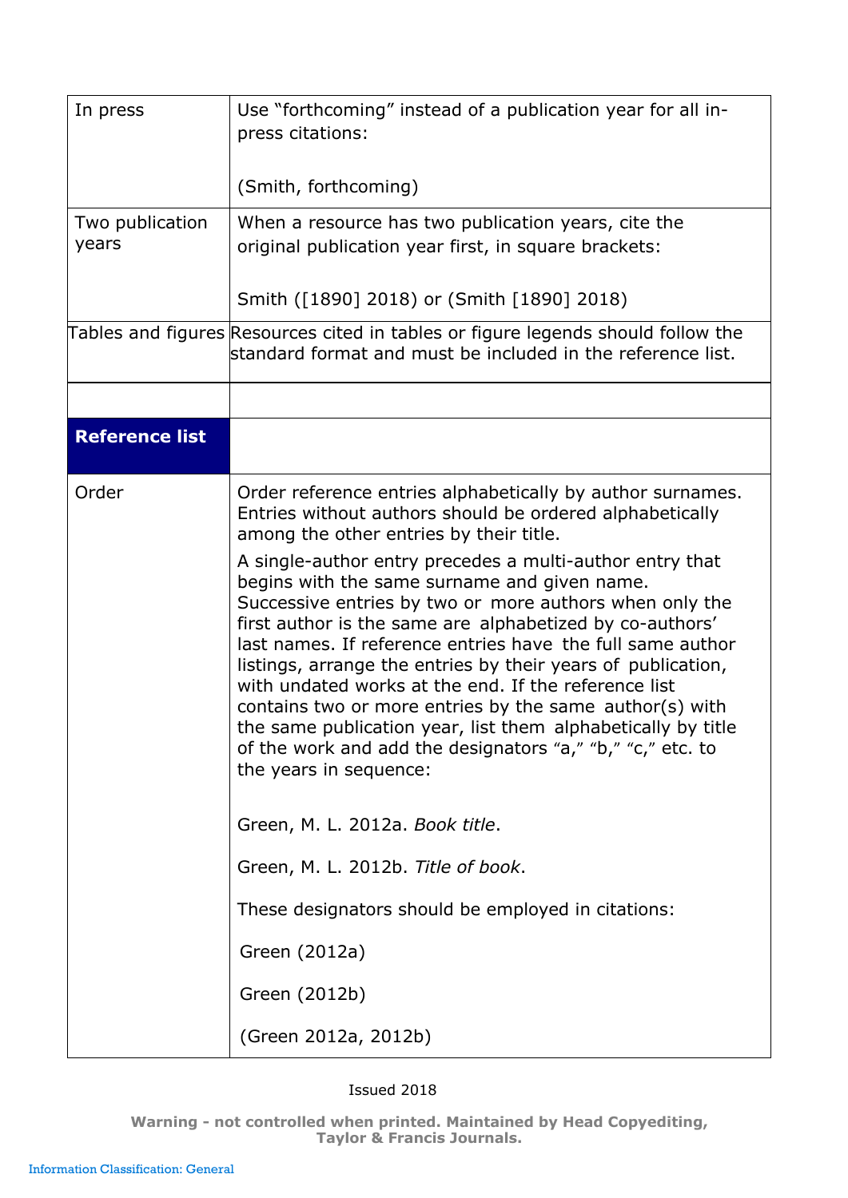| | |
|---|---|
| In press | Use “forthcoming” instead of a publication year for all in-press citations:<br><br>(Smith, forthcoming) |
| Two publication years | When a resource has two publication years, cite the original publication year first, in square brackets:<br><br>Smith ([1890] 2018) or (Smith [1890] 2018) |
| Tables and figures | Resources cited in tables or figure legends should follow the standard format and must be included in the reference list. |
| | |
| **Reference list** | |
| Order | Order reference entries alphabetically by author surnames. Entries without authors should be ordered alphabetically among the other entries by their title.<br><br>A single-author entry precedes a multi-author entry that begins with the same surname and given name. Successive entries by two or more authors when only the first author is the same are alphabetized by co-authors’ last names. If reference entries have the full same author listings, arrange the entries by their years of publication, with undated works at the end. If the reference list contains two or more entries by the same author(s) with the same publication year, list them alphabetically by title of the work and add the designators “a,” “b,” “c,” etc. to the years in sequence:<br><br>Green, M. L. 2012a. *Book title*.<br><br>Green, M. L. 2012b. *Title of book*.<br><br>These designators should be employed in citations:<br><br>Green (2012a)<br><br>Green (2012b)<br><br>(Green 2012a, 2012b) |

Issued 2018

**Warning - not controlled when printed. Maintained by Head Copyediting, Taylor & Francis Journals.**

Information Classification: General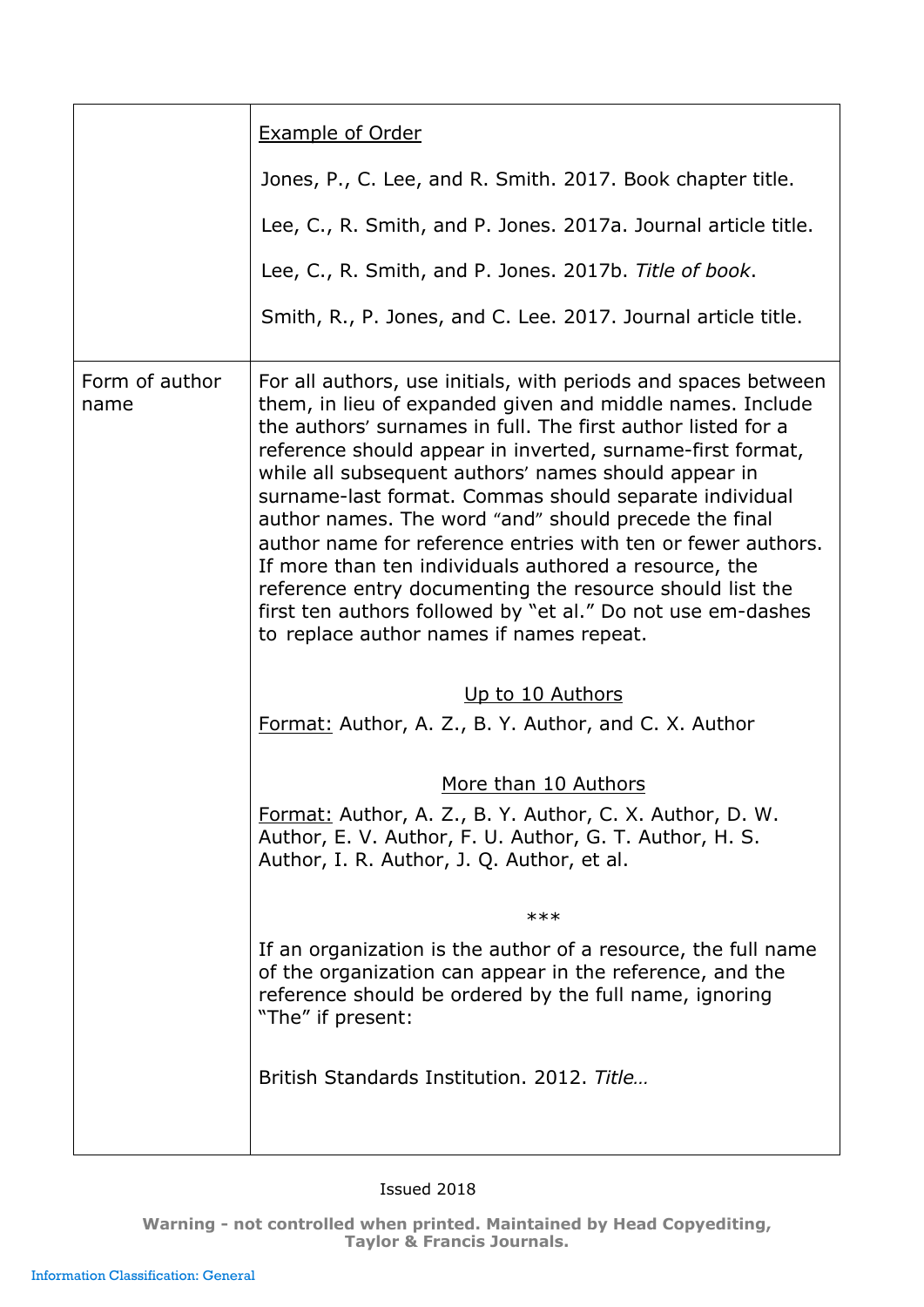| | |
|---|---|
| | Example of Order<br><br>Jones, P., C. Lee, and R. Smith. 2017. Book chapter title.<br><br>Lee, C., R. Smith, and P. Jones. 2017a. Journal article title.<br><br>Lee, C., R. Smith, and P. Jones. 2017b. *Title of book*.<br><br>Smith, R., P. Jones, and C. Lee. 2017. Journal article title. |
| Form of author name | For all authors, use initials, with periods and spaces between them, in lieu of expanded given and middle names. Include the authors' surnames in full. The first author listed for a reference should appear in inverted, surname-first format, while all subsequent authors' names should appear in surname-last format. Commas should separate individual author names. The word "and" should precede the final author name for reference entries with ten or fewer authors. If more than ten individuals authored a resource, the reference entry documenting the resource should list the first ten authors followed by "et al." Do not use em-dashes to replace author names if names repeat.<br><br>Up to 10 Authors<br>Format: Author, A. Z., B. Y. Author, and C. X. Author<br><br>More than 10 Authors<br>Format: Author, A. Z., B. Y. Author, C. X. Author, D. W. Author, E. V. Author, F. U. Author, G. T. Author, H. S. Author, I. R. Author, J. Q. Author, et al.<br><br>***<br><br>If an organization is the author of a resource, the full name of the organization can appear in the reference, and the reference should be ordered by the full name, ignoring "The" if present:<br><br>British Standards Institution. 2012. *Title…* |

Issued 2018

**Warning - not controlled when printed. Maintained by Head Copyediting, Taylor & Francis Journals.**

Information Classification: General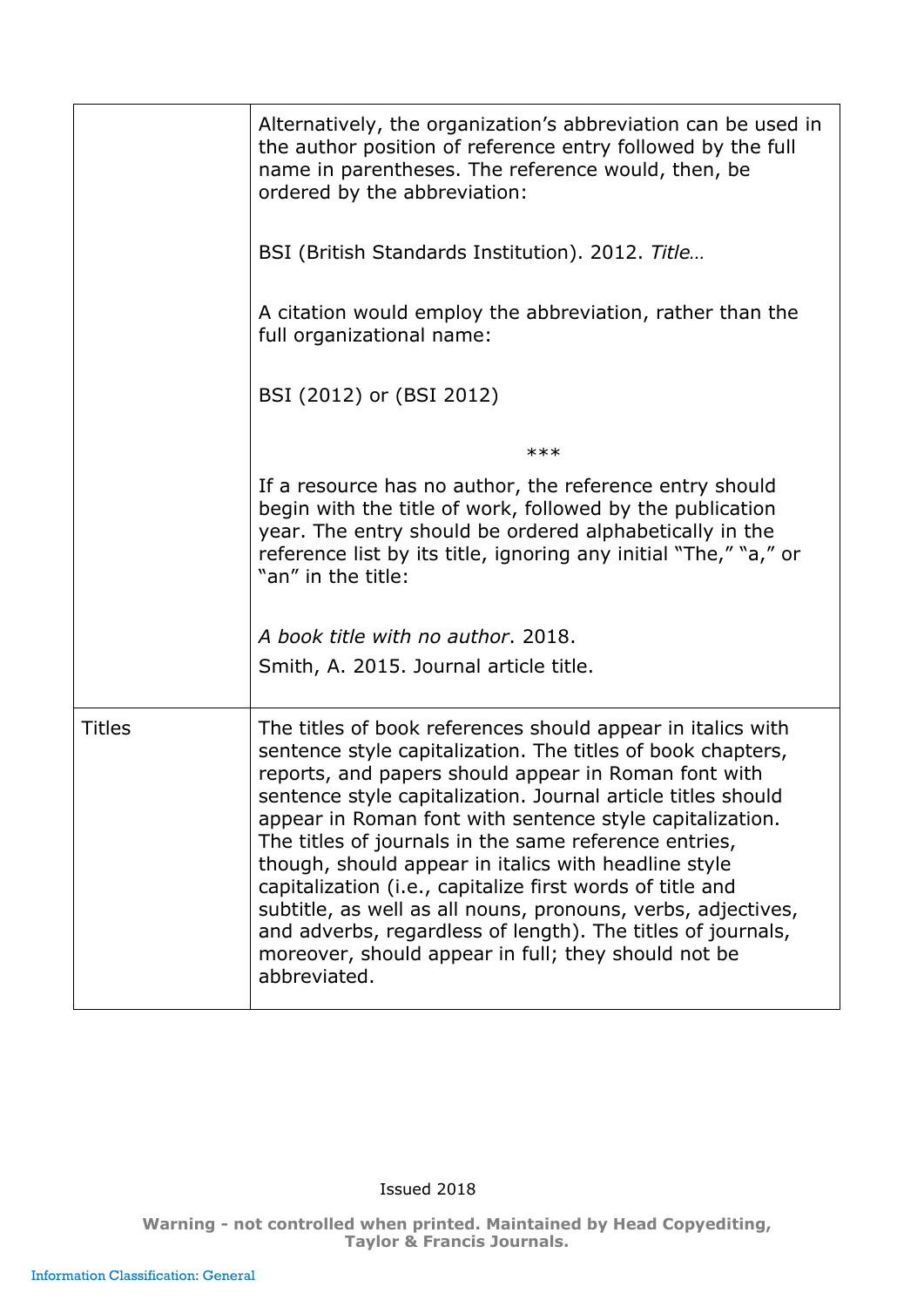| | |
|---|---|
| | Alternatively, the organization's abbreviation can be used in the author position of reference entry followed by the full name in parentheses. The reference would, then, be ordered by the abbreviation:<br><br>BSI (British Standards Institution). 2012. *Title…*<br><br>A citation would employ the abbreviation, rather than the full organizational name:<br><br>BSI (2012) or (BSI 2012)<br><br>***<br><br>If a resource has no author, the reference entry should begin with the title of work, followed by the publication year. The entry should be ordered alphabetically in the reference list by its title, ignoring any initial "The," "a," or "an" in the title:<br><br>*A book title with no author*. 2018.<br>Smith, A. 2015. Journal article title. |
| Titles | The titles of book references should appear in italics with sentence style capitalization. The titles of book chapters, reports, and papers should appear in Roman font with sentence style capitalization. Journal article titles should appear in Roman font with sentence style capitalization. The titles of journals in the same reference entries, though, should appear in italics with headline style capitalization (i.e., capitalize first words of title and subtitle, as well as all nouns, pronouns, verbs, adjectives, and adverbs, regardless of length). The titles of journals, moreover, should appear in full; they should not be abbreviated. |

Issued 2018

**Warning - not controlled when printed. Maintained by Head Copyediting, Taylor & Francis Journals.**

Information Classification: General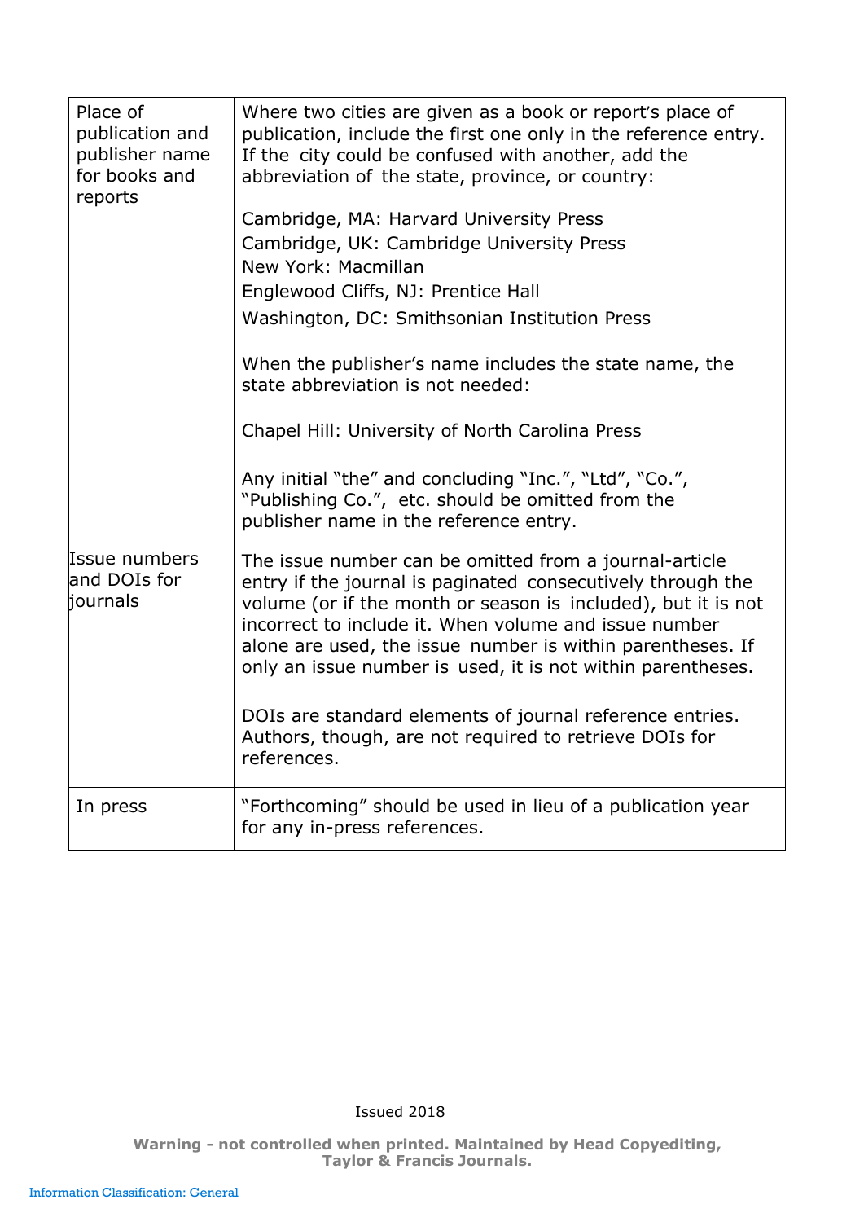| | |
|---|---|
| Place of publication and publisher name for books and reports | Where two cities are given as a book or report's place of publication, include the first one only in the reference entry. If the city could be confused with another, add the abbreviation of the state, province, or country:<br><br>Cambridge, MA: Harvard University Press<br>Cambridge, UK: Cambridge University Press<br>New York: Macmillan<br>Englewood Cliffs, NJ: Prentice Hall<br>Washington, DC: Smithsonian Institution Press<br><br>When the publisher's name includes the state name, the state abbreviation is not needed:<br><br>Chapel Hill: University of North Carolina Press<br><br>Any initial "the" and concluding "Inc.", "Ltd", "Co.", "Publishing Co.", etc. should be omitted from the publisher name in the reference entry. |
| Issue numbers and DOIs for journals | The issue number can be omitted from a journal-article entry if the journal is paginated consecutively through the volume (or if the month or season is included), but it is not incorrect to include it. When volume and issue number alone are used, the issue number is within parentheses. If only an issue number is used, it is not within parentheses.<br><br>DOIs are standard elements of journal reference entries. Authors, though, are not required to retrieve DOIs for references. |
| In press | "Forthcoming" should be used in lieu of a publication year for any in-press references. |

Issued 2018

**Warning - not controlled when printed. Maintained by Head Copyediting, Taylor & Francis Journals.**

Information Classification: General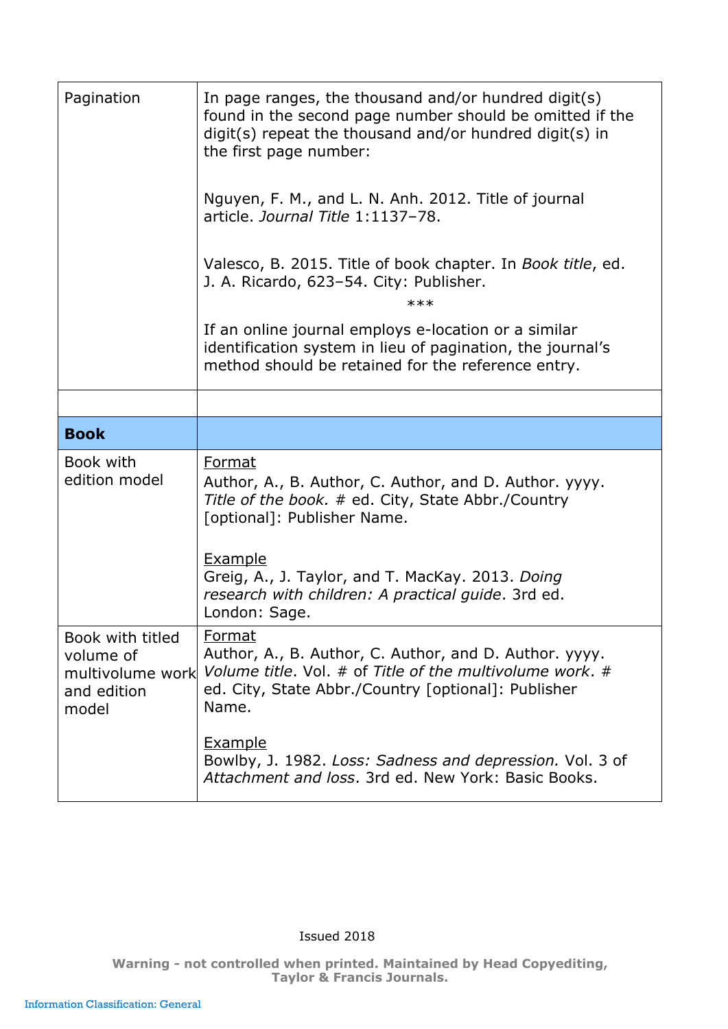| | |
|---|---|
| Pagination | In page ranges, the thousand and/or hundred digit(s) found in the second page number should be omitted if the digit(s) repeat the thousand and/or hundred digit(s) in the first page number:<br><br>Nguyen, F. M., and L. N. Anh. 2012. Title of journal article. *Journal Title* 1:1137–78.<br><br>Valesco, B. 2015. Title of book chapter. In *Book title*, ed. J. A. Ricardo, 623–54. City: Publisher.<br><br>***<br><br>If an online journal employs e-location or a similar identification system in lieu of pagination, the journal's method should be retained for the reference entry. |
| | |
| **Book** | |
| Book with edition model | <u>Format</u><br>Author, A., B. Author, C. Author, and D. Author. yyyy. *Title of the book.* # ed. City, State Abbr./Country [optional]: Publisher Name.<br><br><u>Example</u><br>Greig, A., J. Taylor, and T. MacKay. 2013. *Doing research with children: A practical guide*. 3rd ed. London: Sage. |
| Book with titled volume of multivolume work and edition model | <u>Format</u><br>Author, A., B. Author, C. Author, and D. Author. yyyy. *Volume title*. Vol. # of *Title of the multivolume work*. # ed. City, State Abbr./Country [optional]: Publisher Name.<br><br><u>Example</u><br>Bowlby, J. 1982. *Loss: Sadness and depression.* Vol. 3 of *Attachment and loss*. 3rd ed. New York: Basic Books. |

Issued 2018

**Warning - not controlled when printed. Maintained by Head Copyediting, Taylor & Francis Journals.**

Information Classification: General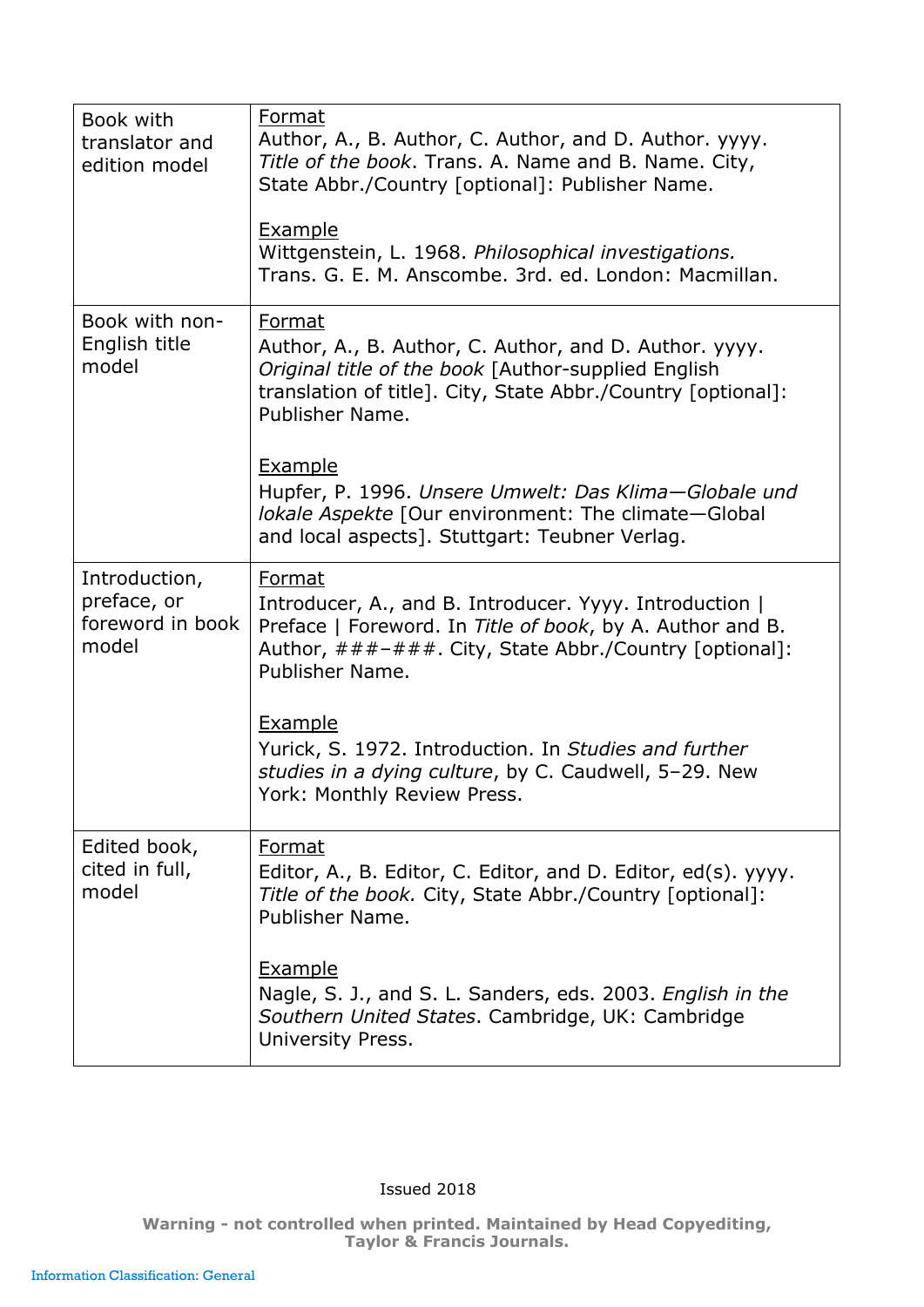| | |
|---|---|
| Book with translator and edition model | Format<br>Author, A., B. Author, C. Author, and D. Author. yyyy. *Title of the book*. Trans. A. Name and B. Name. City, State Abbr./Country [optional]: Publisher Name.<br><br>Example<br>Wittgenstein, L. 1968. *Philosophical investigations.* Trans. G. E. M. Anscombe. 3rd. ed. London: Macmillan. |
| Book with non-English title model | Format<br>Author, A., B. Author, C. Author, and D. Author. yyyy. *Original title of the book* [Author-supplied English translation of title]. City, State Abbr./Country [optional]: Publisher Name.<br><br>Example<br>Hupfer, P. 1996. *Unsere Umwelt: Das Klima—Globale und lokale Aspekte* [Our environment: The climate—Global and local aspects]. Stuttgart: Teubner Verlag. |
| Introduction, preface, or foreword in book model | Format<br>Introducer, A., and B. Introducer. Yyyy. Introduction \| Preface \| Foreword. In *Title of book*, by A. Author and B. Author, ###–###. City, State Abbr./Country [optional]: Publisher Name.<br><br>Example<br>Yurick, S. 1972. Introduction. In *Studies and further studies in a dying culture*, by C. Caudwell, 5–29. New York: Monthly Review Press. |
| Edited book, cited in full, model | Format<br>Editor, A., B. Editor, C. Editor, and D. Editor, ed(s). yyyy. *Title of the book.* City, State Abbr./Country [optional]: Publisher Name.<br><br>Example<br>Nagle, S. J., and S. L. Sanders, eds. 2003. *English in the Southern United States*. Cambridge, UK: Cambridge University Press. |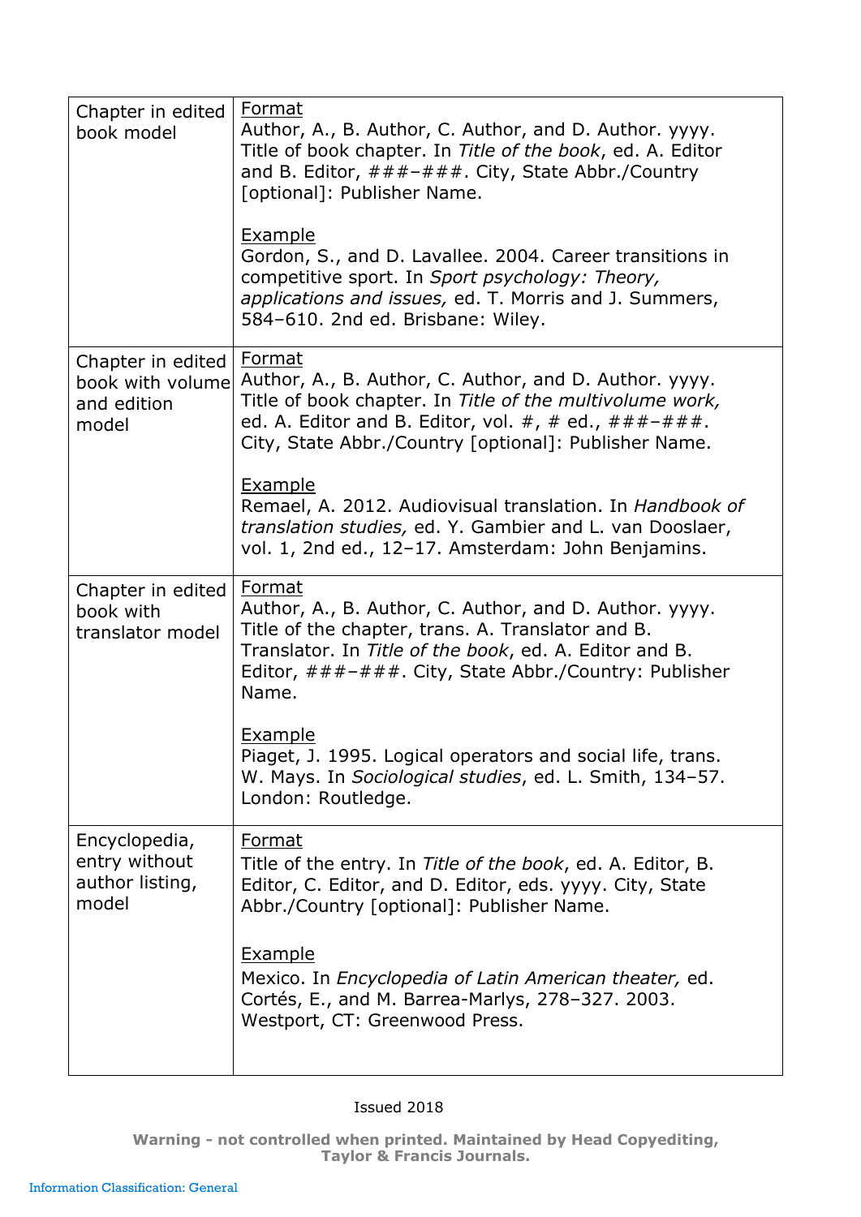| | |
|---|---|
| Chapter in edited book model | Format<br>Author, A., B. Author, C. Author, and D. Author. yyyy. Title of book chapter. In *Title of the book*, ed. A. Editor and B. Editor, ###–###. City, State Abbr./Country [optional]: Publisher Name.<br><br>Example<br>Gordon, S., and D. Lavallee. 2004. Career transitions in competitive sport. In *Sport psychology: Theory, applications and issues,* ed. T. Morris and J. Summers, 584–610. 2nd ed. Brisbane: Wiley. |
| Chapter in edited book with volume and edition model | Format<br>Author, A., B. Author, C. Author, and D. Author. yyyy. Title of book chapter. In *Title of the multivolume work,* ed. A. Editor and B. Editor, vol. #, # ed., ###–###. City, State Abbr./Country [optional]: Publisher Name.<br><br>Example<br>Remael, A. 2012. Audiovisual translation. In *Handbook of translation studies,* ed. Y. Gambier and L. van Dooslaer, vol. 1, 2nd ed., 12–17. Amsterdam: John Benjamins. |
| Chapter in edited book with translator model | Format<br>Author, A., B. Author, C. Author, and D. Author. yyyy. Title of the chapter, trans. A. Translator and B. Translator. In *Title of the book*, ed. A. Editor and B. Editor, ###–###. City, State Abbr./Country: Publisher Name.<br><br>Example<br>Piaget, J. 1995. Logical operators and social life, trans. W. Mays. In *Sociological studies*, ed. L. Smith, 134–57. London: Routledge. |
| Encyclopedia, entry without author listing, model | Format<br>Title of the entry. In *Title of the book*, ed. A. Editor, B. Editor, C. Editor, and D. Editor, eds. yyyy. City, State Abbr./Country [optional]: Publisher Name.<br><br>Example<br>Mexico. In *Encyclopedia of Latin American theater,* ed. Cortés, E., and M. Barrea-Marlys, 278–327. 2003. Westport, CT: Greenwood Press. |

Issued 2018

**Warning - not controlled when printed. Maintained by Head Copyediting, Taylor & Francis Journals.**

Information Classification: General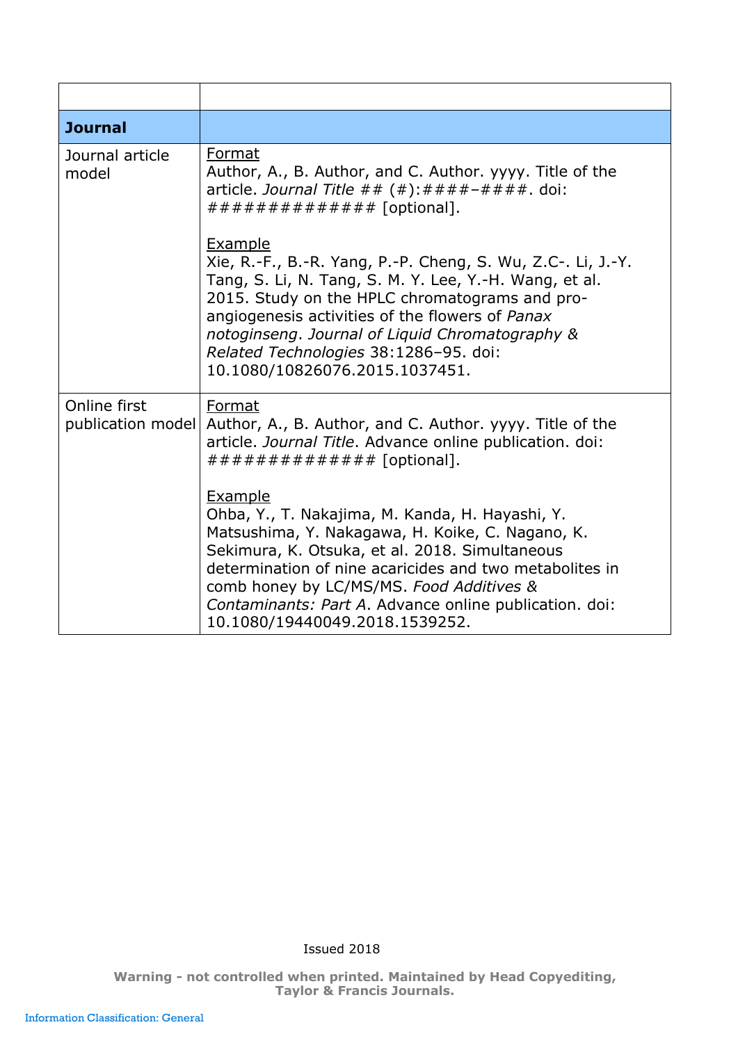| | |
|---|---|
| **Journal** | |
| Journal article model | <u>Format</u><br>Author, A., B. Author, and C. Author. yyyy. Title of the article. *Journal Title* ## (#):####–####. doi: ############## [optional].<br><br><u>Example</u><br>Xie, R.-F., B.-R. Yang, P.-P. Cheng, S. Wu, Z.C-. Li, J.-Y. Tang, S. Li, N. Tang, S. M. Y. Lee, Y.-H. Wang, et al. 2015. Study on the HPLC chromatograms and pro-angiogenesis activities of the flowers of *Panax notoginseng*. *Journal of Liquid Chromatography & Related Technologies* 38:1286–95. doi: 10.1080/10826076.2015.1037451. |
| Online first publication model | <u>Format</u><br>Author, A., B. Author, and C. Author. yyyy. Title of the article. *Journal Title*. Advance online publication. doi: ############## [optional].<br><br><u>Example</u><br>Ohba, Y., T. Nakajima, M. Kanda, H. Hayashi, Y. Matsushima, Y. Nakagawa, H. Koike, C. Nagano, K. Sekimura, K. Otsuka, et al. 2018. Simultaneous determination of nine acaricides and two metabolites in comb honey by LC/MS/MS. *Food Additives & Contaminants: Part A*. Advance online publication. doi: 10.1080/19440049.2018.1539252. |

Issued 2018

**Warning - not controlled when printed. Maintained by Head Copyediting, Taylor & Francis Journals.**

Information Classification: General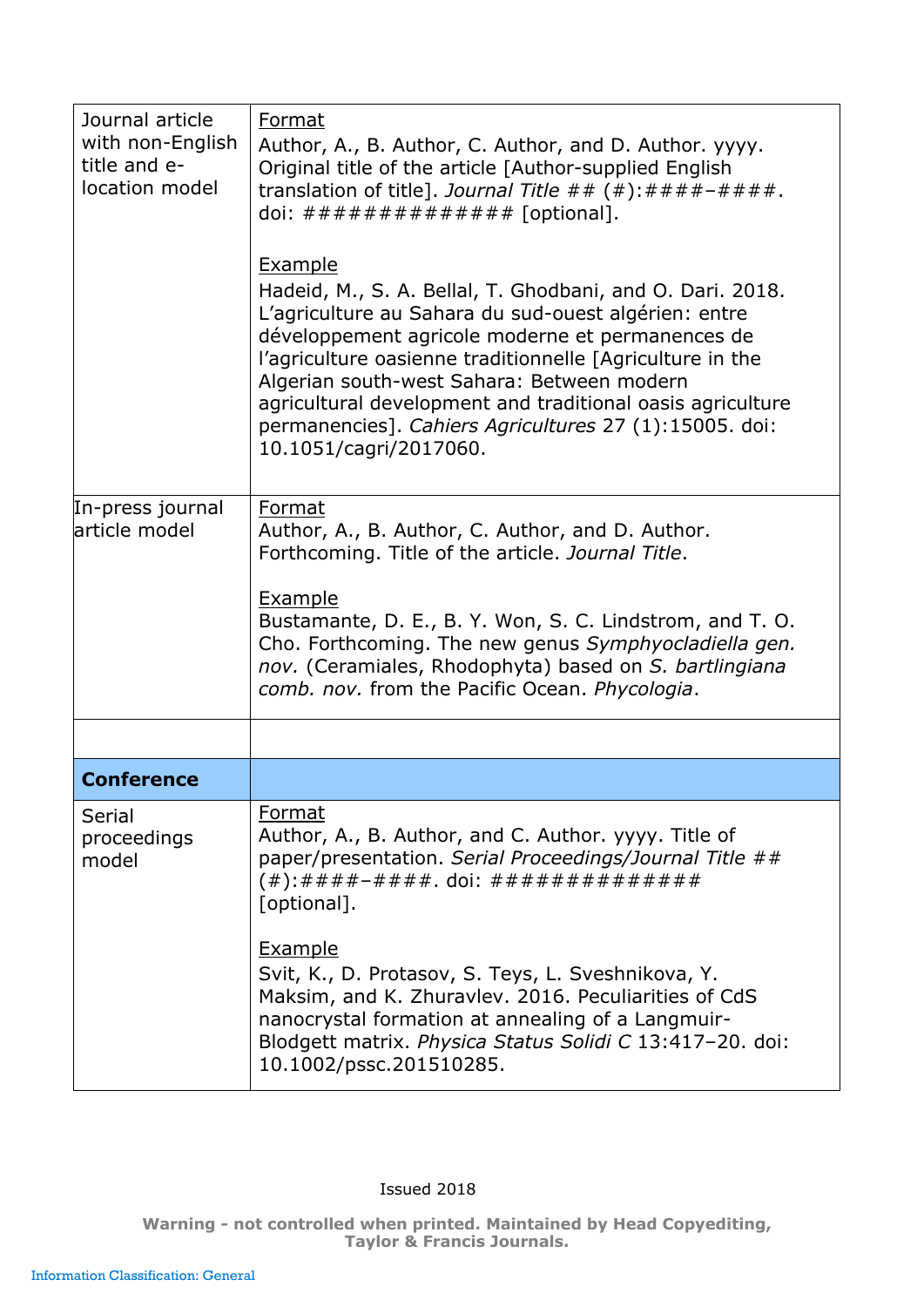| | |
|---|---|
| Journal article with non-English title and e-location model | <u>Format</u><br>Author, A., B. Author, C. Author, and D. Author. yyyy. Original title of the article [Author-supplied English translation of title]. *Journal Title* ## (#):####–####. doi: ############# [optional].<br><br><u>Example</u><br>Hadeid, M., S. A. Bellal, T. Ghodbani, and O. Dari. 2018. L'agriculture au Sahara du sud-ouest algérien: entre développement agricole moderne et permanences de l'agriculture oasienne traditionnelle [Agriculture in the Algerian south-west Sahara: Between modern agricultural development and traditional oasis agriculture permanencies]. *Cahiers Agricultures* 27 (1):15005. doi: 10.1051/cagri/2017060. |
| In-press journal article model | <u>Format</u><br>Author, A., B. Author, C. Author, and D. Author. Forthcoming. Title of the article. *Journal Title*.<br><br><u>Example</u><br>Bustamante, D. E., B. Y. Won, S. C. Lindstrom, and T. O. Cho. Forthcoming. The new genus *Symphyocladiella gen. nov.* (Ceramiales, Rhodophyta) based on *S. bartlingiana comb. nov.* from the Pacific Ocean. *Phycologia*. |
| | |
| **Conference** | |
| Serial proceedings model | <u>Format</u><br>Author, A., B. Author, and C. Author. yyyy. Title of paper/presentation. *Serial Proceedings/Journal Title* ## (#):####–####. doi: ############# [optional].<br><br><u>Example</u><br>Svit, K., D. Protasov, S. Teys, L. Sveshnikova, Y. Maksim, and K. Zhuravlev. 2016. Peculiarities of CdS nanocrystal formation at annealing of a Langmuir-Blodgett matrix. *Physica Status Solidi C* 13:417–20. doi: 10.1002/pssc.201510285. |

Issued 2018

**Warning - not controlled when printed. Maintained by Head Copyediting, Taylor & Francis Journals.**

Information Classification: General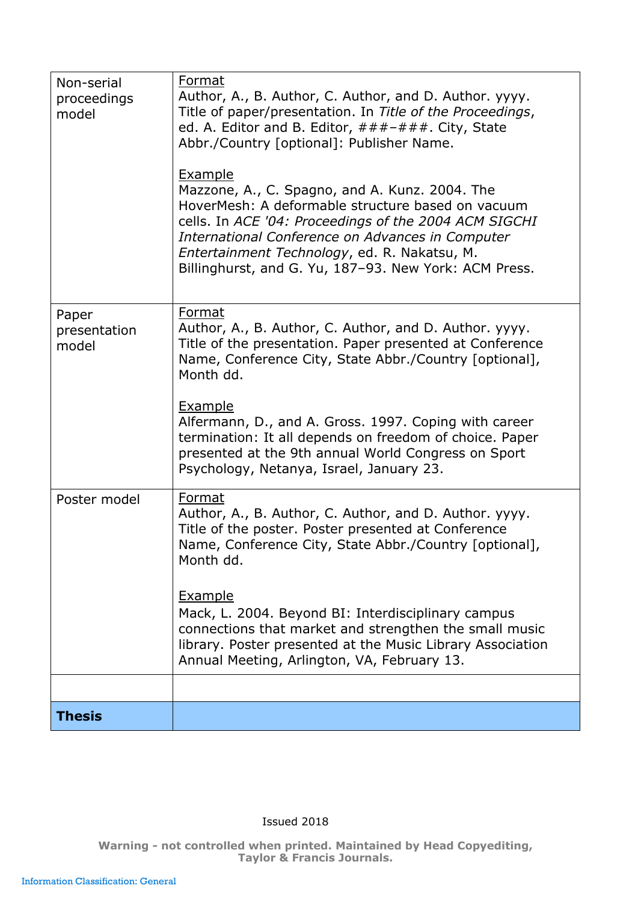| | |
|---|---|
| Non-serial proceedings model | Format<br>Author, A., B. Author, C. Author, and D. Author. yyyy. Title of paper/presentation. In *Title of the Proceedings*, ed. A. Editor and B. Editor, ###–###. City, State Abbr./Country [optional]: Publisher Name.<br><br>Example<br>Mazzone, A., C. Spagno, and A. Kunz. 2004. The HoverMesh: A deformable structure based on vacuum cells. In *ACE '04: Proceedings of the 2004 ACM SIGCHI International Conference on Advances in Computer Entertainment Technology*, ed. R. Nakatsu, M. Billinghurst, and G. Yu, 187–93. New York: ACM Press. |
| Paper presentation model | Format<br>Author, A., B. Author, C. Author, and D. Author. yyyy. Title of the presentation. Paper presented at Conference Name, Conference City, State Abbr./Country [optional], Month dd.<br><br>Example<br>Alfermann, D., and A. Gross. 1997. Coping with career termination: It all depends on freedom of choice. Paper presented at the 9th annual World Congress on Sport Psychology, Netanya, Israel, January 23. |
| Poster model | Format<br>Author, A., B. Author, C. Author, and D. Author. yyyy. Title of the poster. Poster presented at Conference Name, Conference City, State Abbr./Country [optional], Month dd.<br><br>Example<br>Mack, L. 2004. Beyond BI: Interdisciplinary campus connections that market and strengthen the small music library. Poster presented at the Music Library Association Annual Meeting, Arlington, VA, February 13. |
| | |
| **Thesis** | |

Issued 2018

**Warning - not controlled when printed. Maintained by Head Copyediting, Taylor & Francis Journals.**

Information Classification: General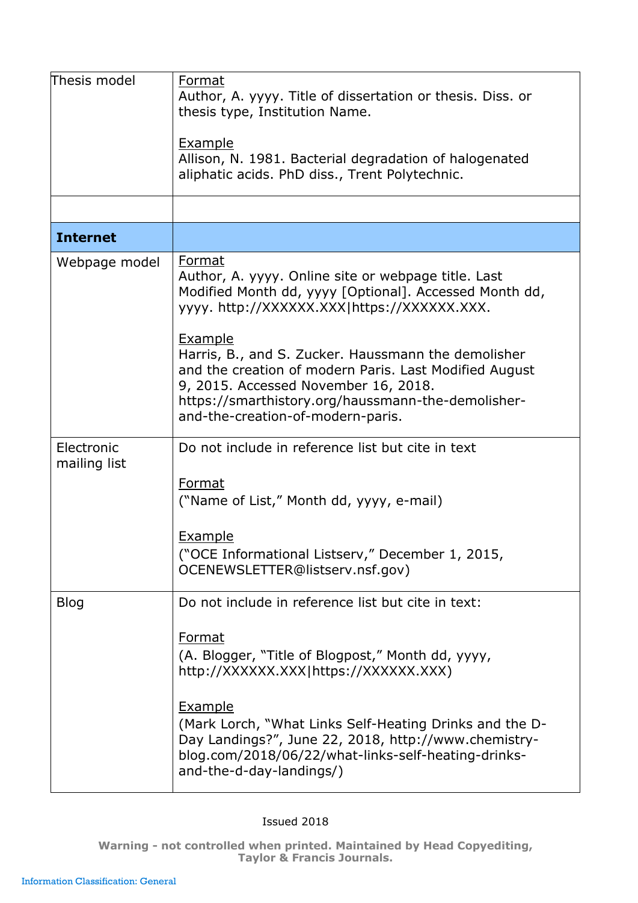| | |
|---|---|
| Thesis model | Format<br>Author, A. yyyy. Title of dissertation or thesis. Diss. or thesis type, Institution Name.<br><br>Example<br>Allison, N. 1981. Bacterial degradation of halogenated aliphatic acids. PhD diss., Trent Polytechnic. |
| | |
| **Internet** | |
| Webpage model | Format<br>Author, A. yyyy. Online site or webpage title. Last Modified Month dd, yyyy [Optional]. Accessed Month dd, yyyy. http://XXXXXX.XXX\|https://XXXXXX.XXX.<br><br>Example<br>Harris, B., and S. Zucker. Haussmann the demolisher and the creation of modern Paris. Last Modified August 9, 2015. Accessed November 16, 2018. https://smarthistory.org/haussmann-the-demolisher-and-the-creation-of-modern-paris. |
| Electronic mailing list | Do not include in reference list but cite in text<br><br>Format<br>(“Name of List,” Month dd, yyyy, e-mail)<br><br>Example<br>(“OCE Informational Listserv,” December 1, 2015, OCENEWSLETTER@listserv.nsf.gov) |
| Blog | Do not include in reference list but cite in text:<br><br>Format<br>(A. Blogger, “Title of Blogpost,” Month dd, yyyy, http://XXXXXX.XXX\|https://XXXXXX.XXX)<br><br>Example<br>(Mark Lorch, “What Links Self-Heating Drinks and the D-Day Landings?”, June 22, 2018, http://www.chemistry-blog.com/2018/06/22/what-links-self-heating-drinks-and-the-d-day-landings/) |

Issued 2018

**Warning - not controlled when printed. Maintained by Head Copyediting, Taylor & Francis Journals.**

Information Classification: General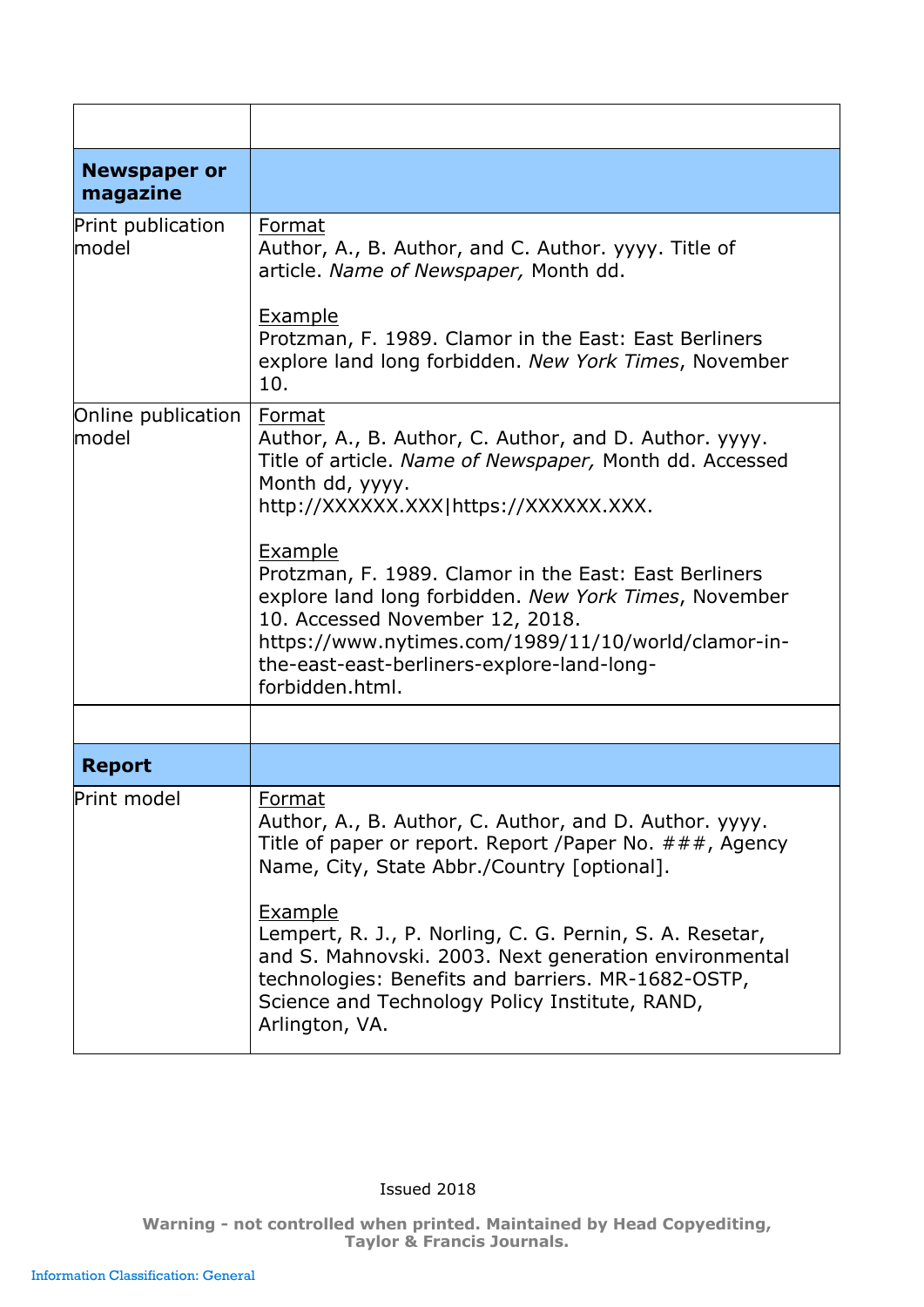| | |
|---|---|
| **Newspaper or magazine** | |
| Print publication model | Format<br>Author, A., B. Author, and C. Author. yyyy. Title of article. *Name of Newspaper,* Month dd.<br><br>Example<br>Protzman, F. 1989. Clamor in the East: East Berliners explore land long forbidden. *New York Times*, November 10. |
| Online publication model | Format<br>Author, A., B. Author, C. Author, and D. Author. yyyy. Title of article. *Name of Newspaper,* Month dd. Accessed Month dd, yyyy. http://XXXXXX.XXX\|https://XXXXXX.XXX.<br><br>Example<br>Protzman, F. 1989. Clamor in the East: East Berliners explore land long forbidden. *New York Times*, November 10. Accessed November 12, 2018. https://www.nytimes.com/1989/11/10/world/clamor-in-the-east-east-berliners-explore-land-long-forbidden.html. |
| | |
| **Report** | |
| Print model | Format<br>Author, A., B. Author, C. Author, and D. Author. yyyy. Title of paper or report. Report /Paper No. ###, Agency Name, City, State Abbr./Country [optional].<br><br>Example<br>Lempert, R. J., P. Norling, C. G. Pernin, S. A. Resetar, and S. Mahnovski. 2003. Next generation environmental technologies: Benefits and barriers. MR-1682-OSTP, Science and Technology Policy Institute, RAND, Arlington, VA. |

Issued 2018

**Warning - not controlled when printed. Maintained by Head Copyediting, Taylor & Francis Journals.**

Information Classification: General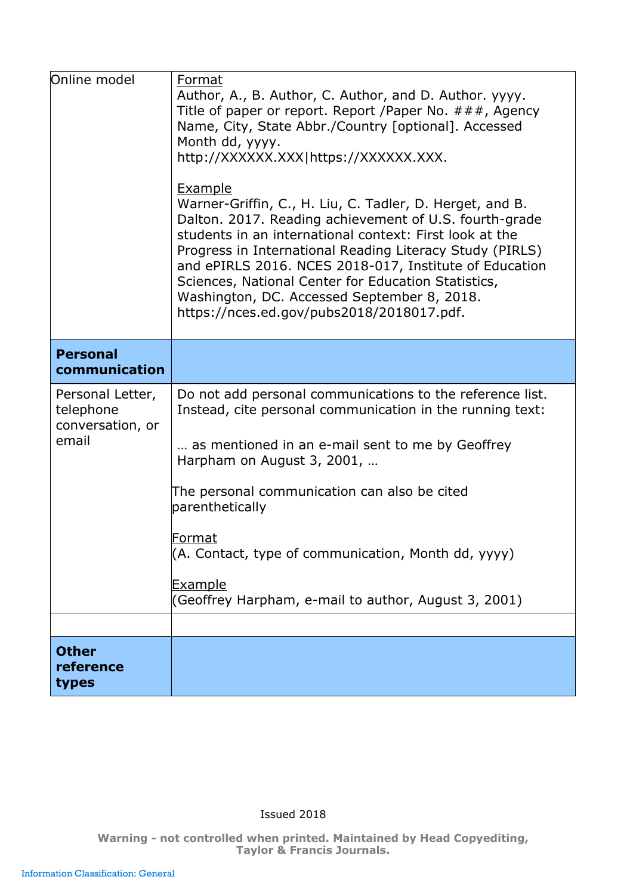| | |
|---|---|
| Online model | Format<br>Author, A., B. Author, C. Author, and D. Author. yyyy. Title of paper or report. Report /Paper No. ###, Agency Name, City, State Abbr./Country [optional]. Accessed Month dd, yyyy. http://XXXXXX.XXX\|https://XXXXXX.XXX.<br><br>Example<br>Warner-Griffin, C., H. Liu, C. Tadler, D. Herget, and B. Dalton. 2017. Reading achievement of U.S. fourth-grade students in an international context: First look at the Progress in International Reading Literacy Study (PIRLS) and ePIRLS 2016. NCES 2018-017, Institute of Education Sciences, National Center for Education Statistics, Washington, DC. Accessed September 8, 2018. https://nces.ed.gov/pubs2018/2018017.pdf. |
| **Personal communication** | |
| Personal Letter, telephone conversation, or email | Do not add personal communications to the reference list. Instead, cite personal communication in the running text:<br><br>… as mentioned in an e-mail sent to me by Geoffrey Harpham on August 3, 2001, …<br><br>The personal communication can also be cited parenthetically<br><br>Format<br>(A. Contact, type of communication, Month dd, yyyy)<br><br>Example<br>(Geoffrey Harpham, e-mail to author, August 3, 2001) |
| | |
| **Other reference types** | |

Issued 2018

**Warning - not controlled when printed. Maintained by Head Copyediting, Taylor & Francis Journals.**

Information Classification: General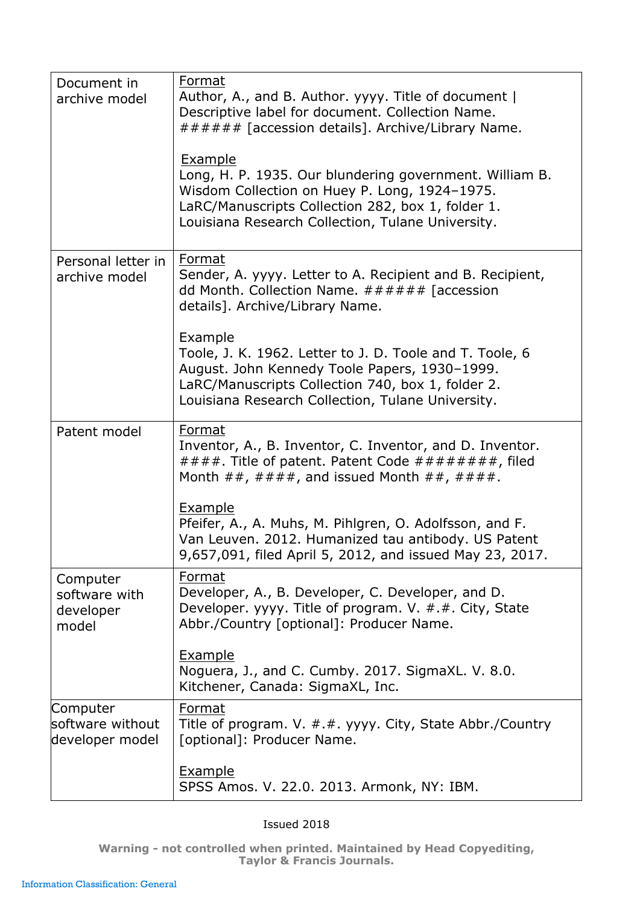| | |
|---|---|
| Document in archive model | <u>Format</u><br>Author, A., and B. Author. yyyy. Title of document \| Descriptive label for document. Collection Name. ###### [accession details]. Archive/Library Name.<br><br><u>Example</u><br>Long, H. P. 1935. Our blundering government. William B. Wisdom Collection on Huey P. Long, 1924–1975. LaRC/Manuscripts Collection 282, box 1, folder 1. Louisiana Research Collection, Tulane University. |
| Personal letter in archive model | <u>Format</u><br>Sender, A. yyyy. Letter to A. Recipient and B. Recipient, dd Month. Collection Name. ###### [accession details]. Archive/Library Name.<br><br>Example<br>Toole, J. K. 1962. Letter to J. D. Toole and T. Toole, 6 August. John Kennedy Toole Papers, 1930–1999. LaRC/Manuscripts Collection 740, box 1, folder 2. Louisiana Research Collection, Tulane University. |
| Patent model | <u>Format</u><br>Inventor, A., B. Inventor, C. Inventor, and D. Inventor. ####. Title of patent. Patent Code ########, filed Month ##, ####, and issued Month ##, ####.<br><br><u>Example</u><br>Pfeifer, A., A. Muhs, M. Pihlgren, O. Adolfsson, and F. Van Leuven. 2012. Humanized tau antibody. US Patent 9,657,091, filed April 5, 2012, and issued May 23, 2017. |
| Computer software with developer model | <u>Format</u><br>Developer, A., B. Developer, C. Developer, and D. Developer. yyyy. Title of program. V. #.#. City, State Abbr./Country [optional]: Producer Name.<br><br><u>Example</u><br>Noguera, J., and C. Cumby. 2017. SigmaXL. V. 8.0. Kitchener, Canada: SigmaXL, Inc. |
| Computer software without developer model | <u>Format</u><br>Title of program. V. #.#. yyyy. City, State Abbr./Country [optional]: Producer Name.<br><br><u>Example</u><br>SPSS Amos. V. 22.0. 2013. Armonk, NY: IBM. |

Issued 2018

**Warning - not controlled when printed. Maintained by Head Copyediting, Taylor & Francis Journals.**

Information Classification: General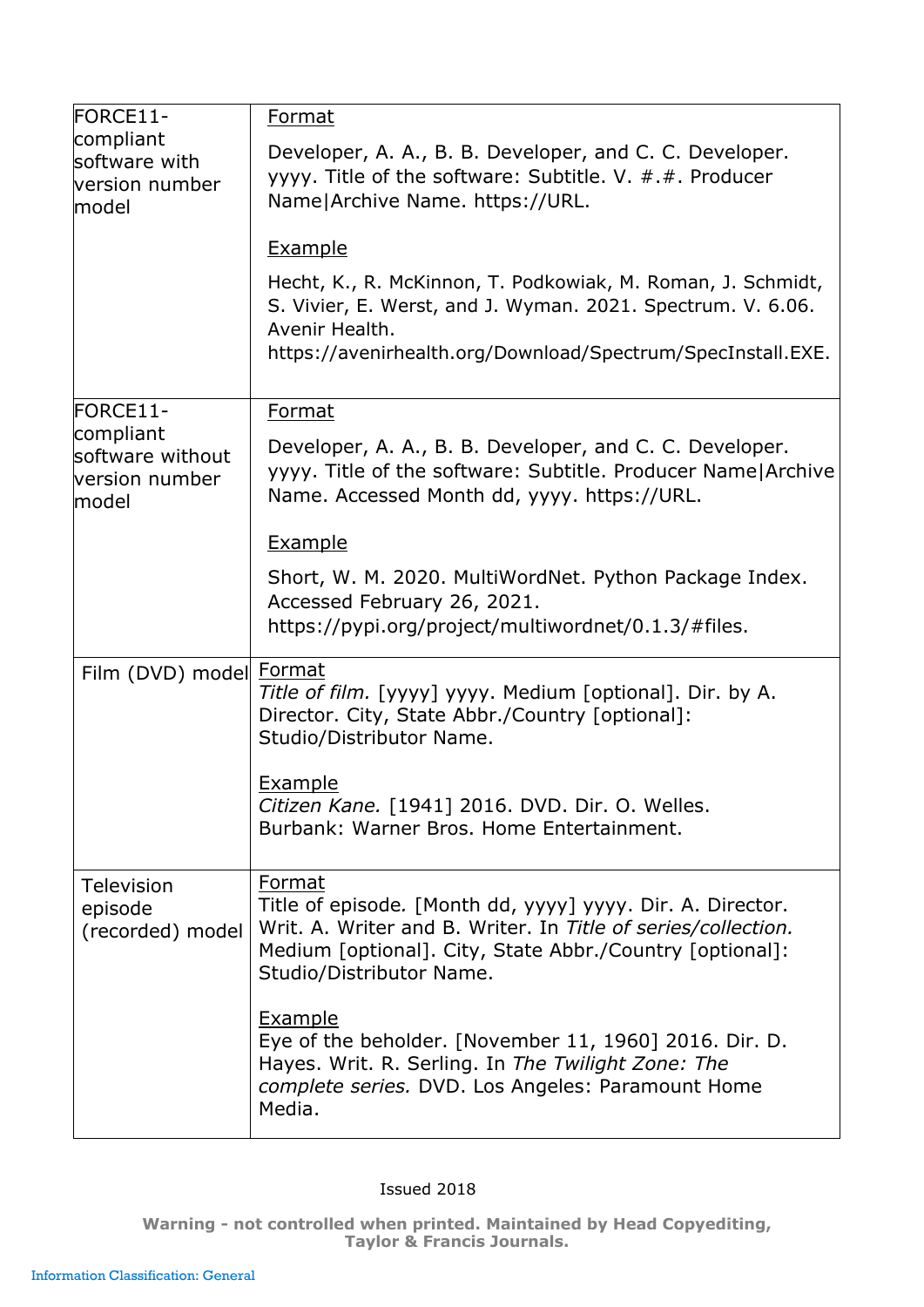| | |
|---|---|
| FORCE11-compliant software with version number model | Format<br><br>Developer, A. A., B. B. Developer, and C. C. Developer. yyyy. Title of the software: Subtitle. V. #.#. Producer Name\|Archive Name. https://URL.<br><br>Example<br><br>Hecht, K., R. McKinnon, T. Podkowiak, M. Roman, J. Schmidt, S. Vivier, E. Werst, and J. Wyman. 2021. Spectrum. V. 6.06. Avenir Health. https://avenirhealth.org/Download/Spectrum/SpecInstall.EXE. |
| FORCE11-compliant software without version number model | Format<br><br>Developer, A. A., B. B. Developer, and C. C. Developer. yyyy. Title of the software: Subtitle. Producer Name\|Archive Name. Accessed Month dd, yyyy. https://URL.<br><br>Example<br><br>Short, W. M. 2020. MultiWordNet. Python Package Index. Accessed February 26, 2021. https://pypi.org/project/multiwordnet/0.1.3/#files. |
| Film (DVD) model | Format<br>*Title of film.* [yyyy] yyyy. Medium [optional]. Dir. by A. Director. City, State Abbr./Country [optional]: Studio/Distributor Name.<br><br>Example<br>*Citizen Kane.* [1941] 2016. DVD. Dir. O. Welles. Burbank: Warner Bros. Home Entertainment. |
| Television episode (recorded) model | Format<br>Title of episode. [Month dd, yyyy] yyyy. Dir. A. Director. Writ. A. Writer and B. Writer. In *Title of series/collection.* Medium [optional]. City, State Abbr./Country [optional]: Studio/Distributor Name.<br><br>Example<br>Eye of the beholder. [November 11, 1960] 2016. Dir. D. Hayes. Writ. R. Serling. In *The Twilight Zone: The complete series.* DVD. Los Angeles: Paramount Home Media. |

Issued 2018

**Warning - not controlled when printed. Maintained by Head Copyediting, Taylor & Francis Journals.**

Information Classification: General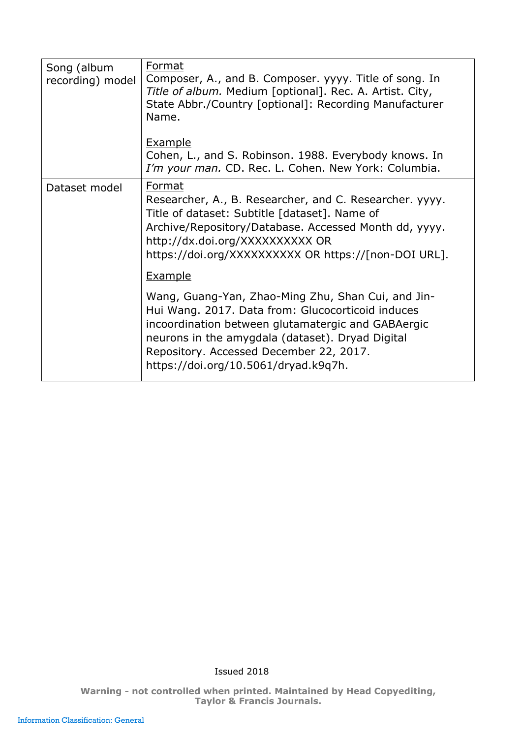| | |
|---|---|
| Song (album recording) model | Format<br>Composer, A., and B. Composer. yyyy. Title of song. In *Title of album.* Medium [optional]. Rec. A. Artist. City, State Abbr./Country [optional]: Recording Manufacturer Name.<br><br>Example<br>Cohen, L., and S. Robinson. 1988. Everybody knows. In *I'm your man.* CD. Rec. L. Cohen. New York: Columbia. |
| Dataset model | Format<br>Researcher, A., B. Researcher, and C. Researcher. yyyy. Title of dataset: Subtitle [dataset]. Name of Archive/Repository/Database. Accessed Month dd, yyyy. http://dx.doi.org/XXXXXXXXXX OR https://doi.org/XXXXXXXXXX OR https://[non-DOI URL].<br><br>Example<br><br>Wang, Guang-Yan, Zhao-Ming Zhu, Shan Cui, and Jin-Hui Wang. 2017. Data from: Glucocorticoid induces incoordination between glutamatergic and GABAergic neurons in the amygdala (dataset). Dryad Digital Repository. Accessed December 22, 2017. https://doi.org/10.5061/dryad.k9q7h. |

Issued 2018

**Warning - not controlled when printed. Maintained by Head Copyediting, Taylor & Francis Journals.**

Information Classification: General